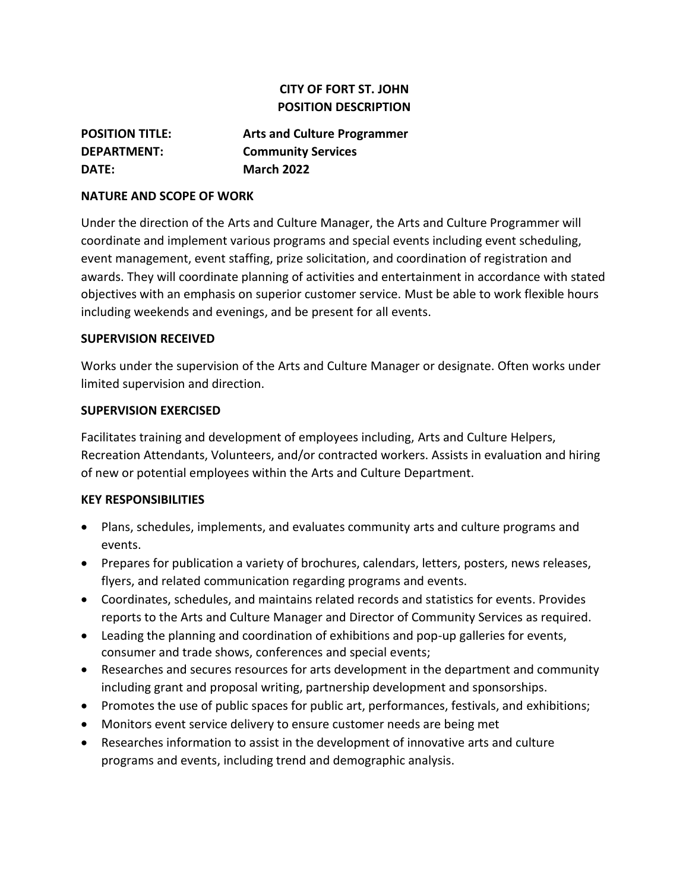# CITY OF FORT ST. JOHN
# POSITION DESCRIPTION

**POSITION TITLE:** **Arts and Culture Programmer**
**DEPARTMENT:** **Community Services**
**DATE:** **March 2022**

## NATURE AND SCOPE OF WORK

Under the direction of the Arts and Culture Manager, the Arts and Culture Programmer will coordinate and implement various programs and special events including event scheduling, event management, event staffing, prize solicitation, and coordination of registration and awards. They will coordinate planning of activities and entertainment in accordance with stated objectives with an emphasis on superior customer service. Must be able to work flexible hours including weekends and evenings, and be present for all events.

## SUPERVISION RECEIVED

Works under the supervision of the Arts and Culture Manager or designate. Often works under limited supervision and direction.

## SUPERVISION EXERCISED

Facilitates training and development of employees including, Arts and Culture Helpers, Recreation Attendants, Volunteers, and/or contracted workers. Assists in evaluation and hiring of new or potential employees within the Arts and Culture Department.

## KEY RESPONSIBILITIES

- Plans, schedules, implements, and evaluates community arts and culture programs and events.
- Prepares for publication a variety of brochures, calendars, letters, posters, news releases, flyers, and related communication regarding programs and events.
- Coordinates, schedules, and maintains related records and statistics for events. Provides reports to the Arts and Culture Manager and Director of Community Services as required.
- Leading the planning and coordination of exhibitions and pop-up galleries for events, consumer and trade shows, conferences and special events;
- Researches and secures resources for arts development in the department and community including grant and proposal writing, partnership development and sponsorships.
- Promotes the use of public spaces for public art, performances, festivals, and exhibitions;
- Monitors event service delivery to ensure customer needs are being met
- Researches information to assist in the development of innovative arts and culture programs and events, including trend and demographic analysis.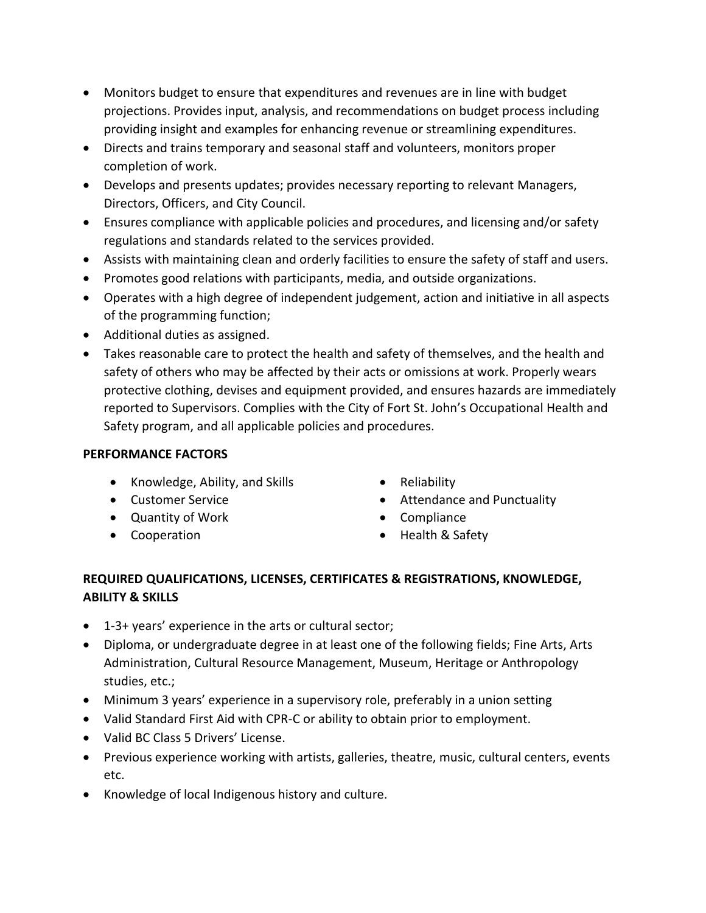- Monitors budget to ensure that expenditures and revenues are in line with budget projections. Provides input, analysis, and recommendations on budget process including providing insight and examples for enhancing revenue or streamlining expenditures.
- Directs and trains temporary and seasonal staff and volunteers, monitors proper completion of work.
- Develops and presents updates; provides necessary reporting to relevant Managers, Directors, Officers, and City Council.
- Ensures compliance with applicable policies and procedures, and licensing and/or safety regulations and standards related to the services provided.
- Assists with maintaining clean and orderly facilities to ensure the safety of staff and users.
- Promotes good relations with participants, media, and outside organizations.
- Operates with a high degree of independent judgement, action and initiative in all aspects of the programming function;
- Additional duties as assigned.
- Takes reasonable care to protect the health and safety of themselves, and the health and safety of others who may be affected by their acts or omissions at work. Properly wears protective clothing, devises and equipment provided, and ensures hazards are immediately reported to Supervisors. Complies with the City of Fort St. John's Occupational Health and Safety program, and all applicable policies and procedures.

**PERFORMANCE FACTORS**

- Knowledge, Ability, and Skills
- Customer Service
- Quantity of Work
- Cooperation
- Reliability
- Attendance and Punctuality
- Compliance
- Health & Safety

**REQUIRED QUALIFICATIONS, LICENSES, CERTIFICATES & REGISTRATIONS, KNOWLEDGE, ABILITY & SKILLS**

- 1-3+ years' experience in the arts or cultural sector;
- Diploma, or undergraduate degree in at least one of the following fields; Fine Arts, Arts Administration, Cultural Resource Management, Museum, Heritage or Anthropology studies, etc.;
- Minimum 3 years' experience in a supervisory role, preferably in a union setting
- Valid Standard First Aid with CPR-C or ability to obtain prior to employment.
- Valid BC Class 5 Drivers' License.
- Previous experience working with artists, galleries, theatre, music, cultural centers, events etc.
- Knowledge of local Indigenous history and culture.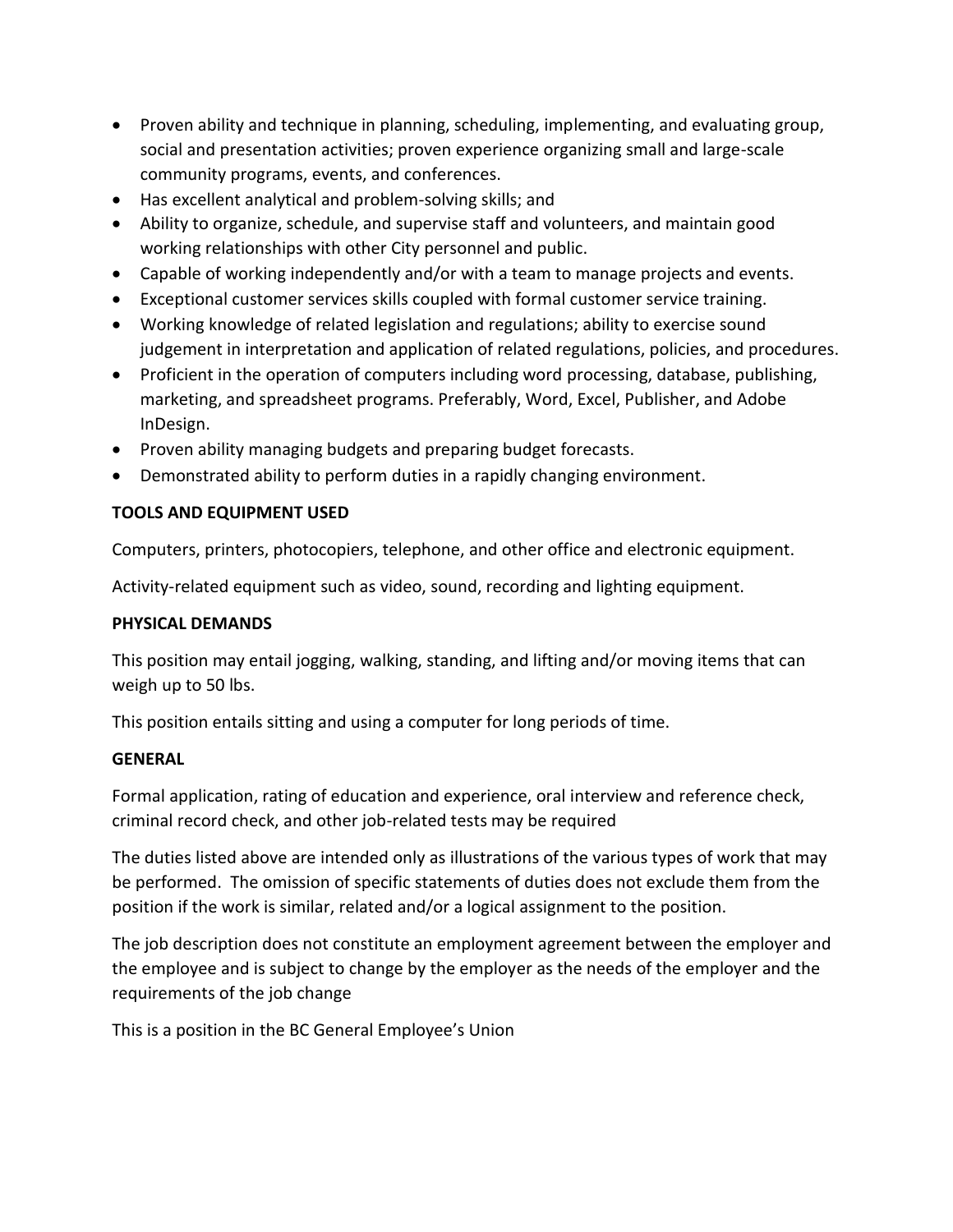- Proven ability and technique in planning, scheduling, implementing, and evaluating group, social and presentation activities; proven experience organizing small and large-scale community programs, events, and conferences.
- Has excellent analytical and problem-solving skills; and
- Ability to organize, schedule, and supervise staff and volunteers, and maintain good working relationships with other City personnel and public.
- Capable of working independently and/or with a team to manage projects and events.
- Exceptional customer services skills coupled with formal customer service training.
- Working knowledge of related legislation and regulations; ability to exercise sound judgement in interpretation and application of related regulations, policies, and procedures.
- Proficient in the operation of computers including word processing, database, publishing, marketing, and spreadsheet programs. Preferably, Word, Excel, Publisher, and Adobe InDesign.
- Proven ability managing budgets and preparing budget forecasts.
- Demonstrated ability to perform duties in a rapidly changing environment.

**TOOLS AND EQUIPMENT USED**

Computers, printers, photocopiers, telephone, and other office and electronic equipment.

Activity-related equipment such as video, sound, recording and lighting equipment.

**PHYSICAL DEMANDS**

This position may entail jogging, walking, standing, and lifting and/or moving items that can weigh up to 50 lbs.

This position entails sitting and using a computer for long periods of time.

**GENERAL**

Formal application, rating of education and experience, oral interview and reference check, criminal record check, and other job-related tests may be required

The duties listed above are intended only as illustrations of the various types of work that may be performed. The omission of specific statements of duties does not exclude them from the position if the work is similar, related and/or a logical assignment to the position.

The job description does not constitute an employment agreement between the employer and the employee and is subject to change by the employer as the needs of the employer and the requirements of the job change

This is a position in the BC General Employee's Union